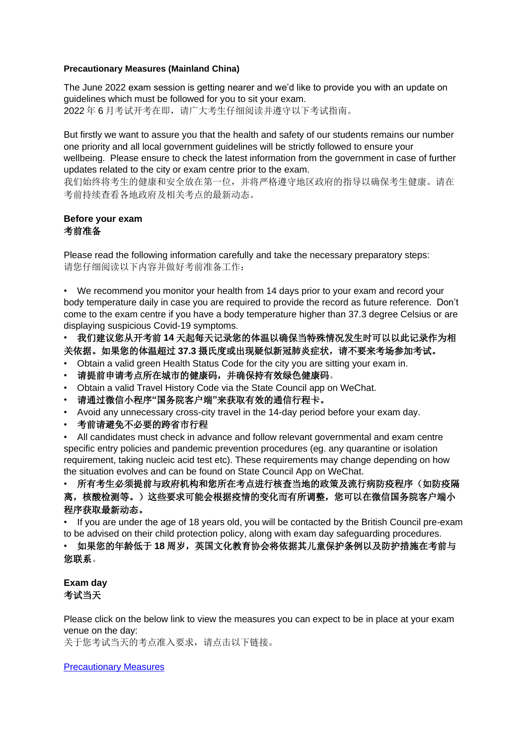**Precautionary Measures (Mainland China)**

The June 2022 exam session is getting nearer and we'd like to provide you with an update on guidelines which must be followed for you to sit your exam.
2022 年 6 月考试开考在即，请广大考生仔细阅读并遵守以下考试指南。

But firstly we want to assure you that the health and safety of our students remains our number one priority and all local government guidelines will be strictly followed to ensure your wellbeing. Please ensure to check the latest information from the government in case of further updates related to the city or exam centre prior to the exam.
我们始终将考生的健康和安全放在第一位，并将严格遵守地区政府的指导以确保考生健康。请在考前持续查看各地政府及相关考点的最新动态。

**Before your exam**
**考前准备**

Please read the following information carefully and take the necessary preparatory steps:
请您仔细阅读以下内容并做好考前准备工作：

- We recommend you monitor your health from 14 days prior to your exam and record your body temperature daily in case you are required to provide the record as future reference. Don't come to the exam centre if you have a body temperature higher than 37.3 degree Celsius or are displaying suspicious Covid-19 symptoms.
- **我们建议您从开考前 14 天起每天记录您的体温以确保当特殊情况发生时可以以此记录作为相关依据。如果您的体温超过 37.3 摄氏度或出现疑似新冠肺炎症状，请不要来考场参加考试。**
- Obtain a valid green Health Status Code for the city you are sitting your exam in.
- **请提前申请考点所在城市的健康码，并确保持有效绿色健康码**。
- Obtain a valid Travel History Code via the State Council app on WeChat.
- **请通过微信小程序"国务院客户端"来获取有效的通信行程卡。**
- Avoid any unnecessary cross-city travel in the 14-day period before your exam day.
- **考前请避免不必要的跨省市行程**
- All candidates must check in advance and follow relevant governmental and exam centre specific entry policies and pandemic prevention procedures (eg. any quarantine or isolation requirement, taking nucleic acid test etc). These requirements may change depending on how the situation evolves and can be found on State Council App on WeChat.
- **所有考生必须提前与政府机构和您所在考点进行核查当地的政策及流行病防疫程序（如防疫隔离，核酸检测等。）这些要求可能会根据疫情的变化而有所调整，您可以在微信国务院客户端小程序获取最新动态。**
- If you are under the age of 18 years old, you will be contacted by the British Council pre-exam to be advised on their child protection policy, along with exam day safeguarding procedures.
- **如果您的年龄低于 18 周岁，英国文化教育协会将依据其儿童保护条例以及防护措施在考前与您联系**。

**Exam day**
**考试当天**

Please click on the below link to view the measures you can expect to be in place at your exam venue on the day:
关于您考试当天的考点准入要求，请点击以下链接。

[Precautionary Measures]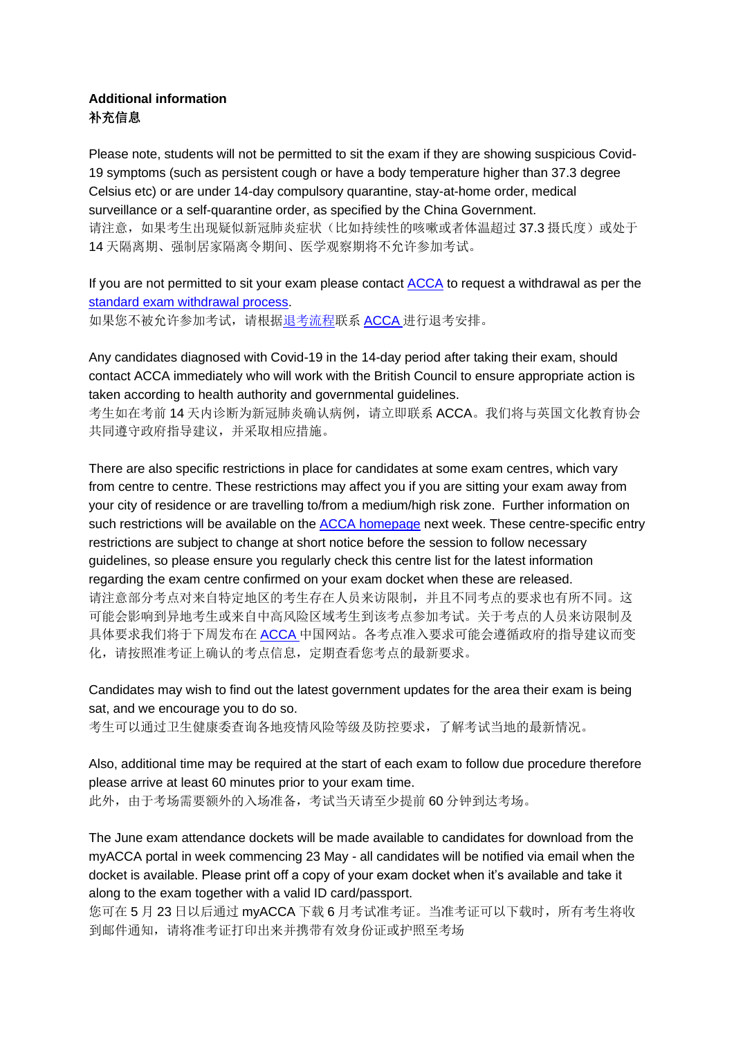**Additional information**
**补充信息**

Please note, students will not be permitted to sit the exam if they are showing suspicious Covid-19 symptoms (such as persistent cough or have a body temperature higher than 37.3 degree Celsius etc) or are under 14-day compulsory quarantine, stay-at-home order, medical surveillance or a self-quarantine order, as specified by the China Government.
请注意，如果考生出现疑似新冠肺炎症状（比如持续性的咳嗽或者体温超过 37.3 摄氏度）或处于 14 天隔离期、强制居家隔离令期间、医学观察期将不允许参加考试。

If you are not permitted to sit your exam please contact ACCA to request a withdrawal as per the standard exam withdrawal process.
如果您不被允许参加考试，请根据退考流程联系 ACCA 进行退考安排。

Any candidates diagnosed with Covid-19 in the 14-day period after taking their exam, should contact ACCA immediately who will work with the British Council to ensure appropriate action is taken according to health authority and governmental guidelines.
考生如在考前 14 天内诊断为新冠肺炎确认病例，请立即联系 ACCA。我们将与英国文化教育协会共同遵守政府指导建议，并采取相应措施。

There are also specific restrictions in place for candidates at some exam centres, which vary from centre to centre. These restrictions may affect you if you are sitting your exam away from your city of residence or are travelling to/from a medium/high risk zone. Further information on such restrictions will be available on the ACCA homepage next week. These centre-specific entry restrictions are subject to change at short notice before the session to follow necessary guidelines, so please ensure you regularly check this centre list for the latest information regarding the exam centre confirmed on your exam docket when these are released.
请注意部分考点对来自特定地区的考生存在人员来访限制，并且不同考点的要求也有所不同。这可能会影响到异地考生或来自中高风险区域考生到该考点参加考试。关于考点的人员来访限制及具体要求我们将于下周发布在 ACCA 中国网站。各考点准入要求可能会遵循政府的指导建议而变化，请按照准考证上确认的考点信息，定期查看您考点的最新要求。

Candidates may wish to find out the latest government updates for the area their exam is being sat, and we encourage you to do so.
考生可以通过卫生健康委查询各地疫情风险等级及防控要求，了解考试当地的最新情况。

Also, additional time may be required at the start of each exam to follow due procedure therefore please arrive at least 60 minutes prior to your exam time.
此外，由于考场需要额外的入场准备，考试当天请至少提前 60 分钟到达考场。

The June exam attendance dockets will be made available to candidates for download from the myACCA portal in week commencing 23 May - all candidates will be notified via email when the docket is available. Please print off a copy of your exam docket when it's available and take it along to the exam together with a valid ID card/passport.
您可在 5 月 23 日以后通过 myACCA 下载 6 月考试准考证。当准考证可以下载时，所有考生将收到邮件通知，请将准考证打印出来并携带有效身份证或护照至考场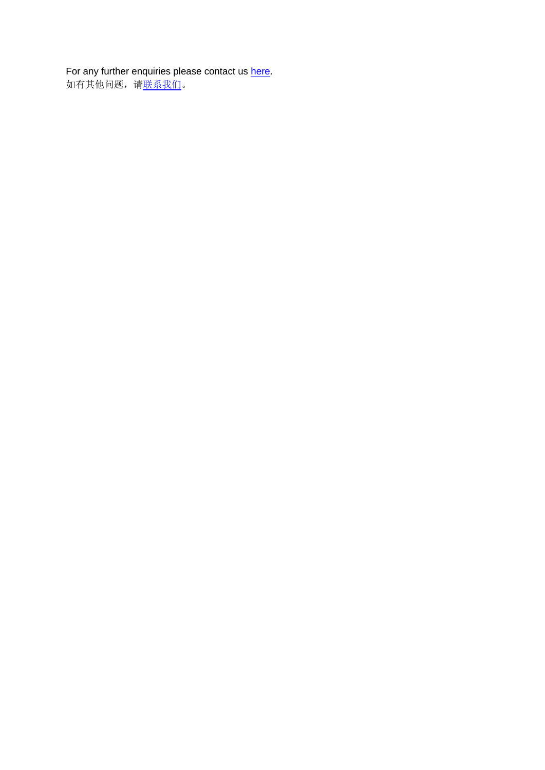For any further enquiries please contact us here.
如有其他问题，请联系我们。